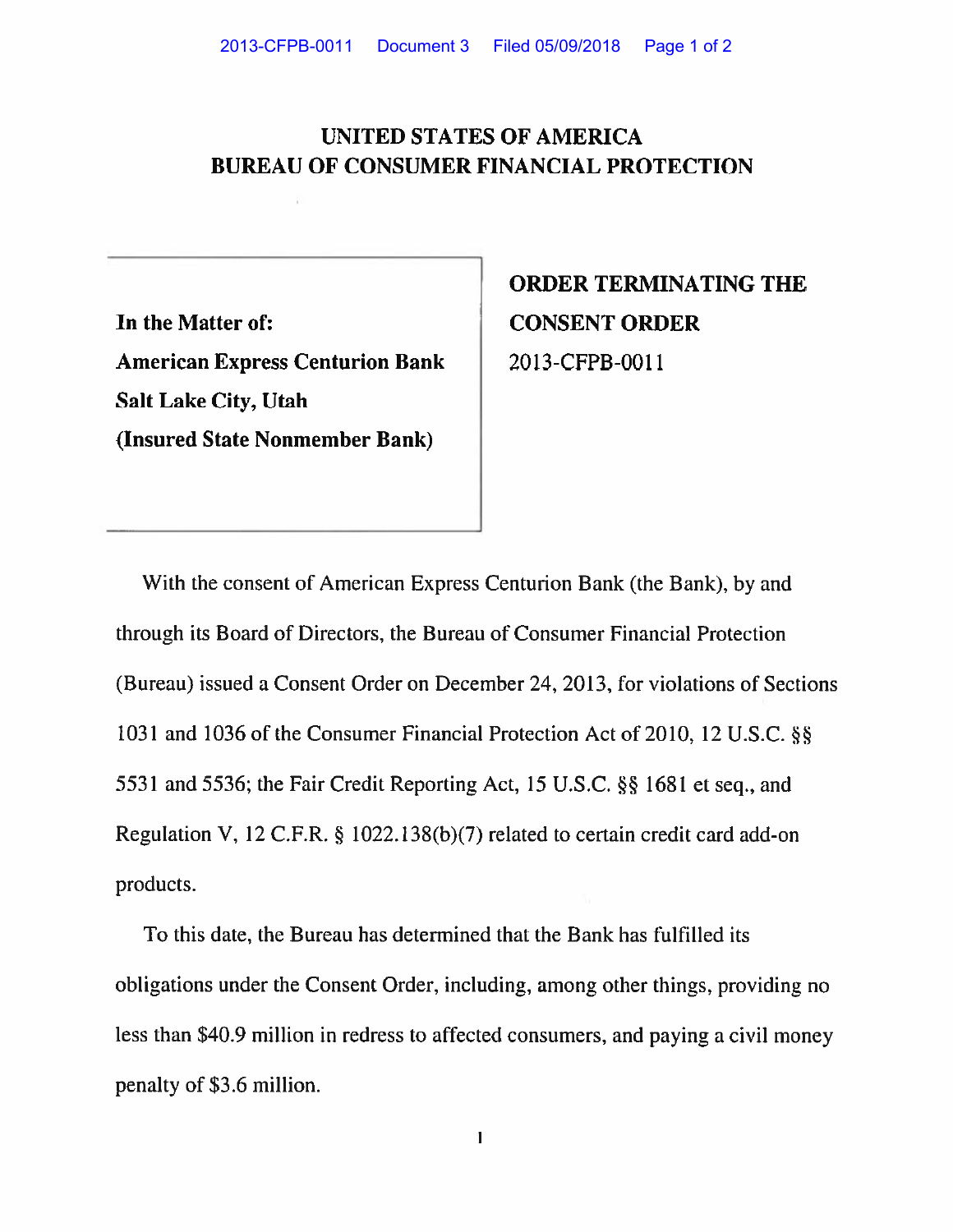# UNITED STATES OF AMERICA
# BUREAU OF CONSUMER FINANCIAL PROTECTION

**In the Matter of:**
**American Express Centurion Bank**
**Salt Lake City, Utah**
**(Insured State Nonmember Bank)**

**ORDER TERMINATING THE CONSENT ORDER**
2013-CFPB-0011

With the consent of American Express Centurion Bank (the Bank), by and through its Board of Directors, the Bureau of Consumer Financial Protection (Bureau) issued a Consent Order on December 24, 2013, for violations of Sections 1031 and 1036 of the Consumer Financial Protection Act of 2010, 12 U.S.C. §§ 5531 and 5536; the Fair Credit Reporting Act, 15 U.S.C. §§ 1681 et seq., and Regulation V, 12 C.F.R. § 1022.138(b)(7) related to certain credit card add-on products.

To this date, the Bureau has determined that the Bank has fulfilled its obligations under the Consent Order, including, among other things, providing no less than $40.9 million in redress to affected consumers, and paying a civil money penalty of $3.6 million.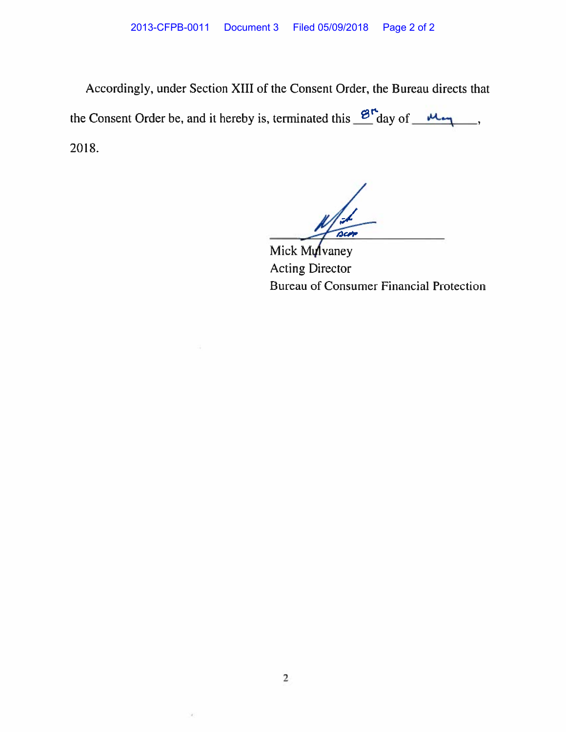Accordingly, under Section XIII of the Consent Order, the Bureau directs that the Consent Order be, and it hereby is, terminated this 8th day of May, 2018.

Mick Mulvaney
Acting Director
Bureau of Consumer Financial Protection